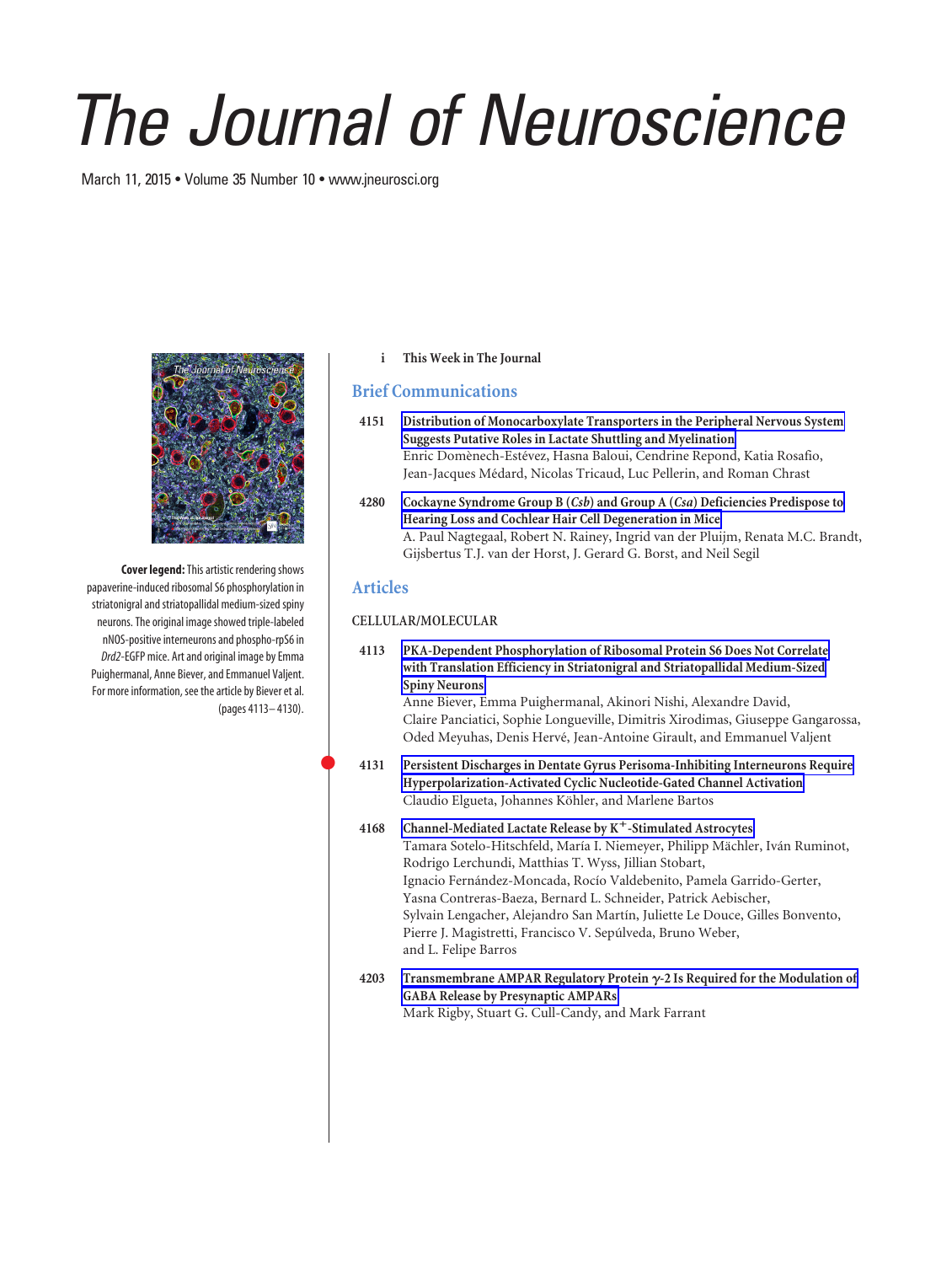# The Journal of Neuroscience

March 11, 2015 • Volume 35 Number 10 • www.jneurosci.org

**Cover legend:** This artistic rendering shows papaverine-induced ribosomal S6 phosphorylation in striatonigral and striatopallidal medium-sized spiny neurons. The original image showed triple-labeled nNOS-positive interneurons and phospho-rpS6 in *Drd2*-EGFP mice. Art and original image by Emma Puighermanal, Anne Biever, and Emmanuel Valjent. For more information, see the article by Biever et al. (pages 4113–4130).

i **This Week in The Journal**

## Brief Communications

4151 **Distribution of Monocarboxylate Transporters in the Peripheral Nervous System Suggests Putative Roles in Lactate Shuttling and Myelination**
Enric Domènech-Estévez, Hasna Baloui, Cendrine Repond, Katia Rosafio, Jean-Jacques Médard, Nicolas Tricaud, Luc Pellerin, and Roman Chrast

4280 **Cockayne Syndrome Group B (*Csb*) and Group A (*Csa*) Deficiencies Predispose to Hearing Loss and Cochlear Hair Cell Degeneration in Mice**
A. Paul Nagtegaal, Robert N. Rainey, Ingrid van der Pluijm, Renata M.C. Brandt, Gijsbertus T.J. van der Horst, J. Gerard G. Borst, and Neil Segil

## Articles

### CELLULAR/MOLECULAR

4113 **PKA-Dependent Phosphorylation of Ribosomal Protein S6 Does Not Correlate with Translation Efficiency in Striatonigral and Striatopallidal Medium-Sized Spiny Neurons**
Anne Biever, Emma Puighermanal, Akinori Nishi, Alexandre David, Claire Panciatici, Sophie Longueville, Dimitris Xirodimas, Giuseppe Gangarossa, Oded Meyuhas, Denis Hervé, Jean-Antoine Girault, and Emmanuel Valjent

4131 **Persistent Discharges in Dentate Gyrus Perisoma-Inhibiting Interneurons Require Hyperpolarization-Activated Cyclic Nucleotide-Gated Channel Activation**
Claudio Elgueta, Johannes Köhler, and Marlene Bartos

4168 **Channel-Mediated Lactate Release by $K^+$-Stimulated Astrocytes**
Tamara Sotelo-Hitschfeld, María I. Niemeyer, Philipp Mächler, Iván Ruminot, Rodrigo Lerchundi, Matthias T. Wyss, Jillian Stobart, Ignacio Fernández-Moncada, Rocío Valdebenito, Pamela Garrido-Gerter, Yasna Contreras-Baeza, Bernard L. Schneider, Patrick Aebischer, Sylvain Lengacher, Alejandro San Martín, Juliette Le Douce, Gilles Bonvento, Pierre J. Magistretti, Francisco V. Sepúlveda, Bruno Weber, and L. Felipe Barros

4203 **Transmembrane AMPAR Regulatory Protein $\gamma$-2 Is Required for the Modulation of GABA Release by Presynaptic AMPARs**
Mark Rigby, Stuart G. Cull-Candy, and Mark Farrant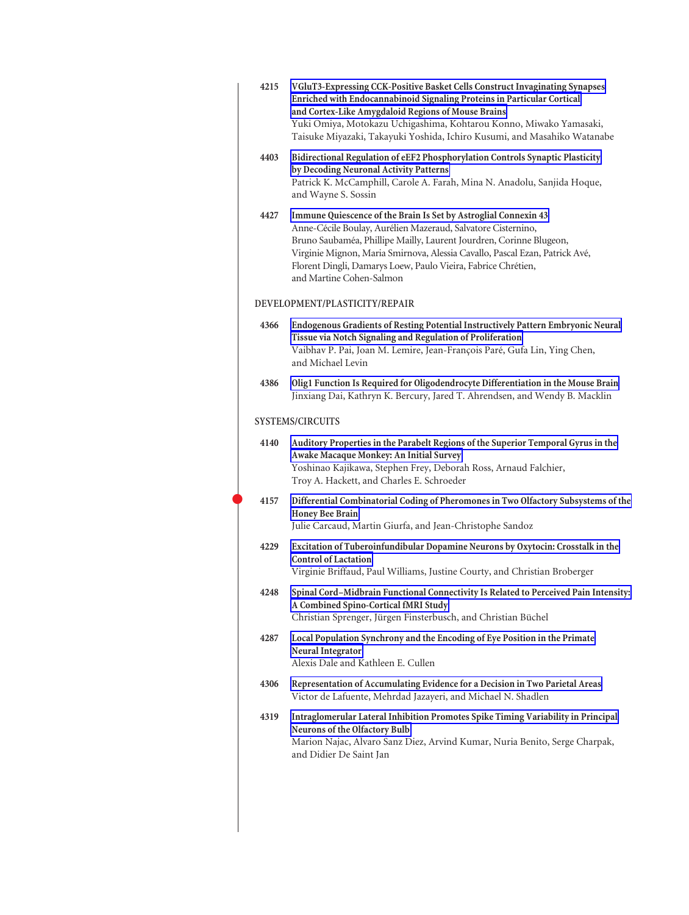4215 **VGluT3-Expressing CCK-Positive Basket Cells Construct Invaginating Synapses Enriched with Endocannabinoid Signaling Proteins in Particular Cortical and Cortex-Like Amygdaloid Regions of Mouse Brains**
Yuki Omiya, Motokazu Uchigashima, Kohtarou Konno, Miwako Yamasaki, Taisuke Miyazaki, Takayuki Yoshida, Ichiro Kusumi, and Masahiko Watanabe

4403 **Bidirectional Regulation of eEF2 Phosphorylation Controls Synaptic Plasticity by Decoding Neuronal Activity Patterns**
Patrick K. McCamphill, Carole A. Farah, Mina N. Anadolu, Sanjida Hoque, and Wayne S. Sossin

4427 **Immune Quiescence of the Brain Is Set by Astroglial Connexin 43**
Anne-Cécile Boulay, Aurélien Mazeraud, Salvatore Cisternino, Bruno Saubaméa, Phillipe Mailly, Laurent Jourdren, Corinne Blugeon, Virginie Mignon, Maria Smirnova, Alessia Cavallo, Pascal Ezan, Patrick Avé, Florent Dingli, Damarys Loew, Paulo Vieira, Fabrice Chrétien, and Martine Cohen-Salmon

## DEVELOPMENT/PLASTICITY/REPAIR

4366 **Endogenous Gradients of Resting Potential Instructively Pattern Embryonic Neural Tissue via Notch Signaling and Regulation of Proliferation**
Vaibhav P. Pai, Joan M. Lemire, Jean-François Paré, Gufa Lin, Ying Chen, and Michael Levin

4386 **Olig1 Function Is Required for Oligodendrocyte Differentiation in the Mouse Brain**
Jinxiang Dai, Kathryn K. Bercury, Jared T. Ahrendsen, and Wendy B. Macklin

## SYSTEMS/CIRCUITS

4140 **Auditory Properties in the Parabelt Regions of the Superior Temporal Gyrus in the Awake Macaque Monkey: An Initial Survey**
Yoshinao Kajikawa, Stephen Frey, Deborah Ross, Arnaud Falchier, Troy A. Hackett, and Charles E. Schroeder

4157 **Differential Combinatorial Coding of Pheromones in Two Olfactory Subsystems of the Honey Bee Brain**
Julie Carcaud, Martin Giurfa, and Jean-Christophe Sandoz

4229 **Excitation of Tuberoinfundibular Dopamine Neurons by Oxytocin: Crosstalk in the Control of Lactation**
Virginie Briffaud, Paul Williams, Justine Courty, and Christian Broberger

4248 **Spinal Cord–Midbrain Functional Connectivity Is Related to Perceived Pain Intensity: A Combined Spino-Cortical fMRI Study**
Christian Sprenger, Jürgen Finsterbusch, and Christian Büchel

4287 **Local Population Synchrony and the Encoding of Eye Position in the Primate Neural Integrator**
Alexis Dale and Kathleen E. Cullen

4306 **Representation of Accumulating Evidence for a Decision in Two Parietal Areas**
Victor de Lafuente, Mehrdad Jazayeri, and Michael N. Shadlen

4319 **Intraglomerular Lateral Inhibition Promotes Spike Timing Variability in Principal Neurons of the Olfactory Bulb**
Marion Najac, Alvaro Sanz Diez, Arvind Kumar, Nuria Benito, Serge Charpak, and Didier De Saint Jan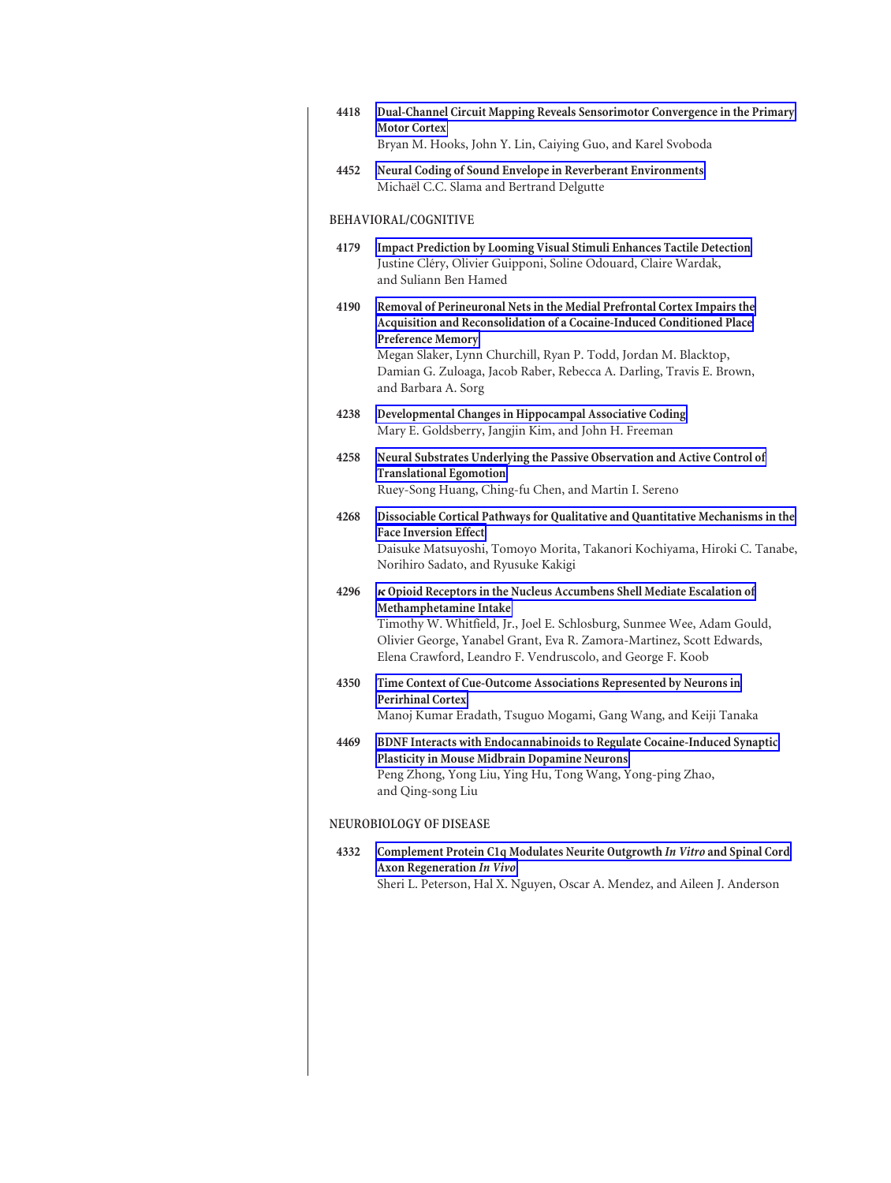4418 **Dual-Channel Circuit Mapping Reveals Sensorimotor Convergence in the Primary Motor Cortex**
Bryan M. Hooks, John Y. Lin, Caiying Guo, and Karel Svoboda

4452 **Neural Coding of Sound Envelope in Reverberant Environments**
Michaël C.C. Slama and Bertrand Delgutte

## BEHAVIORAL/COGNITIVE

4179 **Impact Prediction by Looming Visual Stimuli Enhances Tactile Detection**
Justine Cléry, Olivier Guipponi, Soline Odouard, Claire Wardak, and Suliann Ben Hamed

4190 **Removal of Perineuronal Nets in the Medial Prefrontal Cortex Impairs the Acquisition and Reconsolidation of a Cocaine-Induced Conditioned Place Preference Memory**
Megan Slaker, Lynn Churchill, Ryan P. Todd, Jordan M. Blacktop, Damian G. Zuloaga, Jacob Raber, Rebecca A. Darling, Travis E. Brown, and Barbara A. Sorg

4238 **Developmental Changes in Hippocampal Associative Coding**
Mary E. Goldsberry, Jangjin Kim, and John H. Freeman

4258 **Neural Substrates Underlying the Passive Observation and Active Control of Translational Egomotion**
Ruey-Song Huang, Ching-fu Chen, and Martin I. Sereno

4268 **Dissociable Cortical Pathways for Qualitative and Quantitative Mechanisms in the Face Inversion Effect**
Daisuke Matsuyoshi, Tomoyo Morita, Takanori Kochiyama, Hiroki C. Tanabe, Norihiro Sadato, and Ryusuke Kakigi

4296 **κ Opioid Receptors in the Nucleus Accumbens Shell Mediate Escalation of Methamphetamine Intake**
Timothy W. Whitfield, Jr., Joel E. Schlosburg, Sunmee Wee, Adam Gould, Olivier George, Yanabel Grant, Eva R. Zamora-Martinez, Scott Edwards, Elena Crawford, Leandro F. Vendruscolo, and George F. Koob

4350 **Time Context of Cue-Outcome Associations Represented by Neurons in Perirhinal Cortex**
Manoj Kumar Eradath, Tsuguo Mogami, Gang Wang, and Keiji Tanaka

4469 **BDNF Interacts with Endocannabinoids to Regulate Cocaine-Induced Synaptic Plasticity in Mouse Midbrain Dopamine Neurons**
Peng Zhong, Yong Liu, Ying Hu, Tong Wang, Yong-ping Zhao, and Qing-song Liu

## NEUROBIOLOGY OF DISEASE

4332 **Complement Protein C1q Modulates Neurite Outgrowth *In Vitro* and Spinal Cord Axon Regeneration *In Vivo***
Sheri L. Peterson, Hal X. Nguyen, Oscar A. Mendez, and Aileen J. Anderson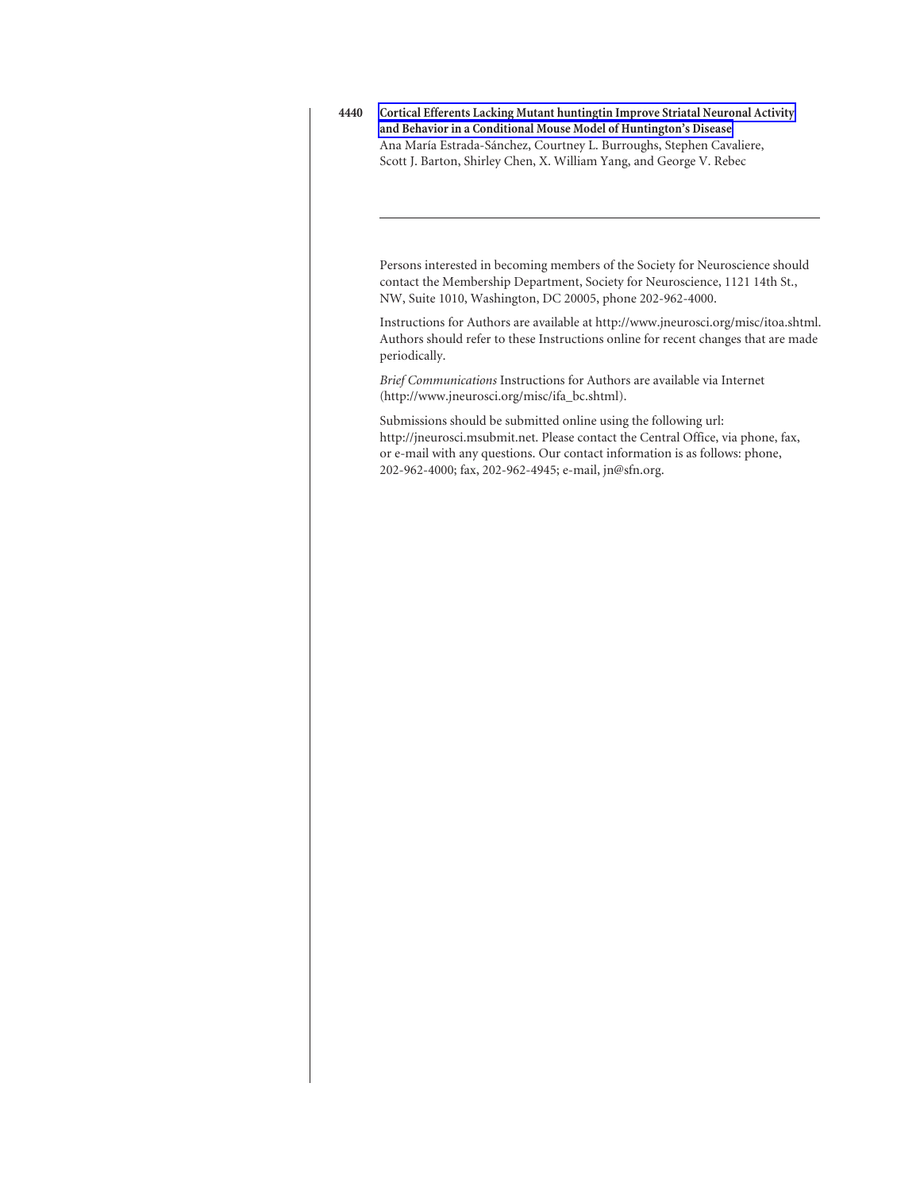4440 **Cortical Efferents Lacking Mutant huntingtin Improve Striatal Neuronal Activity and Behavior in a Conditional Mouse Model of Huntington's Disease**
Ana María Estrada-Sánchez, Courtney L. Burroughs, Stephen Cavaliere, Scott J. Barton, Shirley Chen, X. William Yang, and George V. Rebec

---

Persons interested in becoming members of the Society for Neuroscience should contact the Membership Department, Society for Neuroscience, 1121 14th St., NW, Suite 1010, Washington, DC 20005, phone 202-962-4000.

Instructions for Authors are available at http://www.jneurosci.org/misc/itoa.shtml. Authors should refer to these Instructions online for recent changes that are made periodically.

*Brief Communications* Instructions for Authors are available via Internet (http://www.jneurosci.org/misc/ifa_bc.shtml).

Submissions should be submitted online using the following url: http://jneurosci.msubmit.net. Please contact the Central Office, via phone, fax, or e-mail with any questions. Our contact information is as follows: phone, 202-962-4000; fax, 202-962-4945; e-mail, jn@sfn.org.